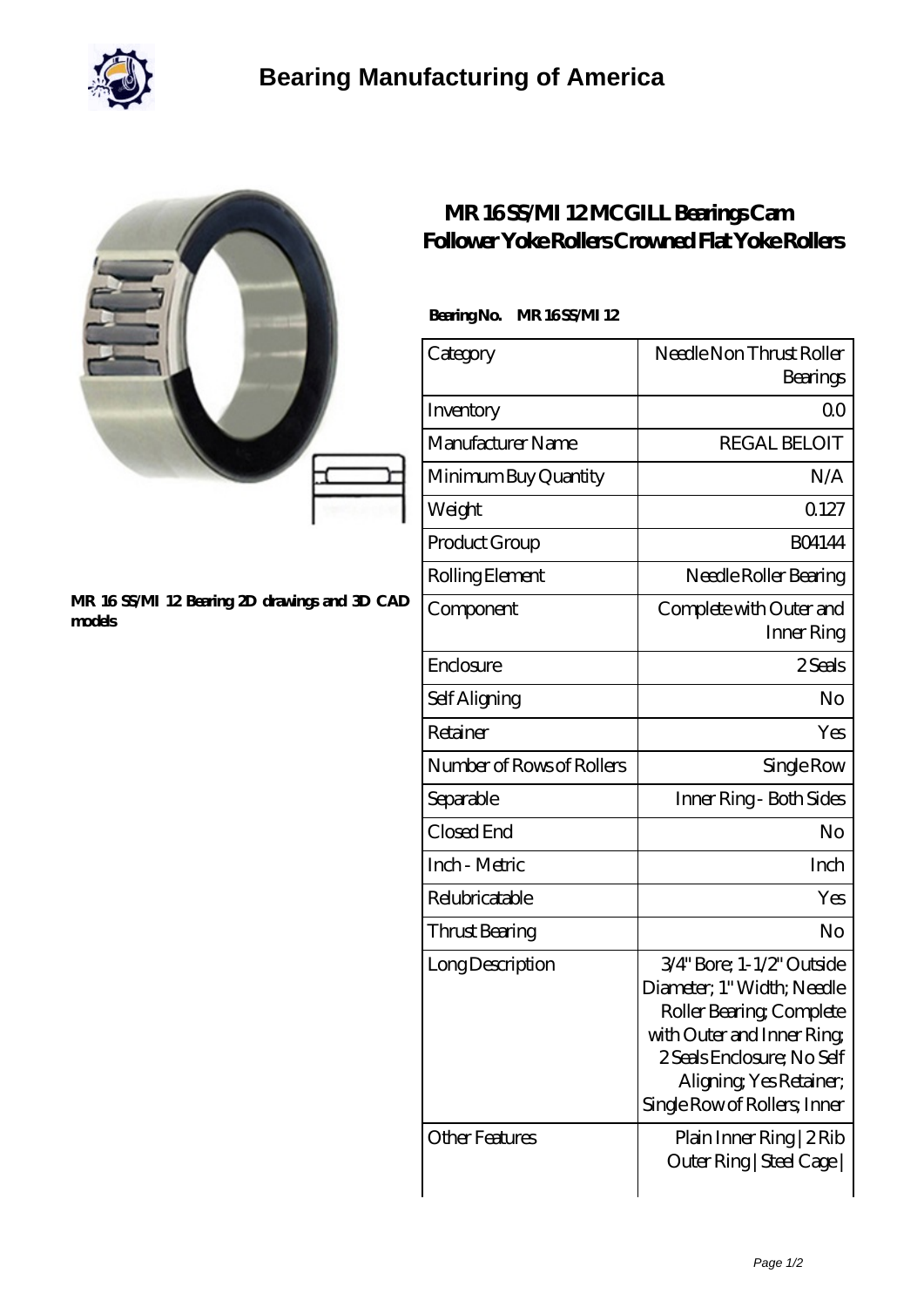# Bearing Manufacturing of America

MR 16 SS/MI 12 Bearing 2D drawings and 3D CAD models

## MR 16 SS/MI 12 MCGILL Bearings Cam Follower Yoke Rollers Crowned Flat Yoke Rollers

**Bearing No. MR 16 SS/MI 12**

| Category | Needle Non Thrust Roller Bearings |
|---|---|
| Inventory | 0.0 |
| Manufacturer Name | REGAL BELOIT |
| Minimum Buy Quantity | N/A |
| Weight | 0.127 |
| Product Group | B04144 |
| Rolling Element | Needle Roller Bearing |
| Component | Complete with Outer and Inner Ring |
| Enclosure | 2 Seals |
| Self Aligning | No |
| Retainer | Yes |
| Number of Rows of Rollers | Single Row |
| Separable | Inner Ring - Both Sides |
| Closed End | No |
| Inch - Metric | Inch |
| Relubricatable | Yes |
| Thrust Bearing | No |
| Long Description | 3/4" Bore; 1-1/2" Outside Diameter; 1" Width; Needle Roller Bearing; Complete with Outer and Inner Ring; 2 Seals Enclosure; No Self Aligning; Yes Retainer; Single Row of Rollers; Inner |
| Other Features | Plain Inner Ring \| 2 Rib Outer Ring \| Steel Cage \| |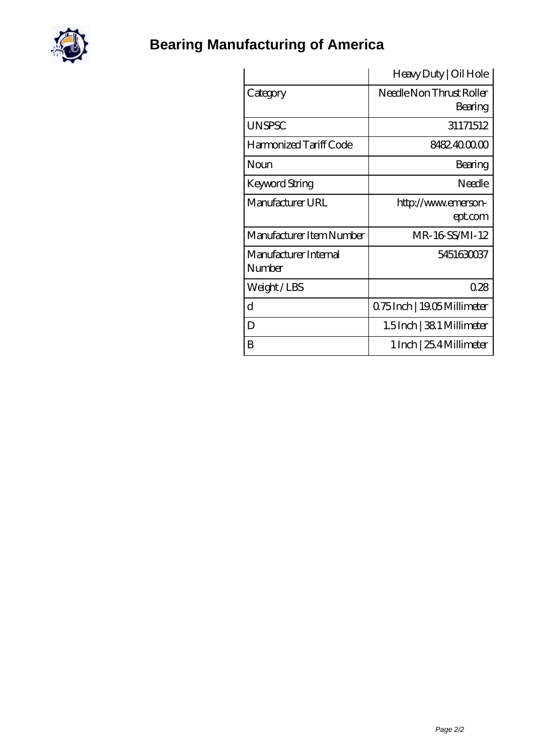# Bearing Manufacturing of America

| | |
|---|---|
| | Heavy Duty \| Oil Hole |
| Category | Needle Non Thrust Roller Bearing |
| UNSPSC | 31171512 |
| Harmonized Tariff Code | 8482.40.00.00 |
| Noun | Bearing |
| Keyword String | Needle |
| Manufacturer URL | http://www.emerson-ept.com |
| Manufacturer Item Number | MR-16-SS/MI-12 |
| Manufacturer Internal Number | 5451630037 |
| Weight / LBS | 0.28 |
| d | 0.75 Inch \| 19.05 Millimeter |
| D | 1.5 Inch \| 38.1 Millimeter |
| B | 1 Inch \| 25.4 Millimeter |